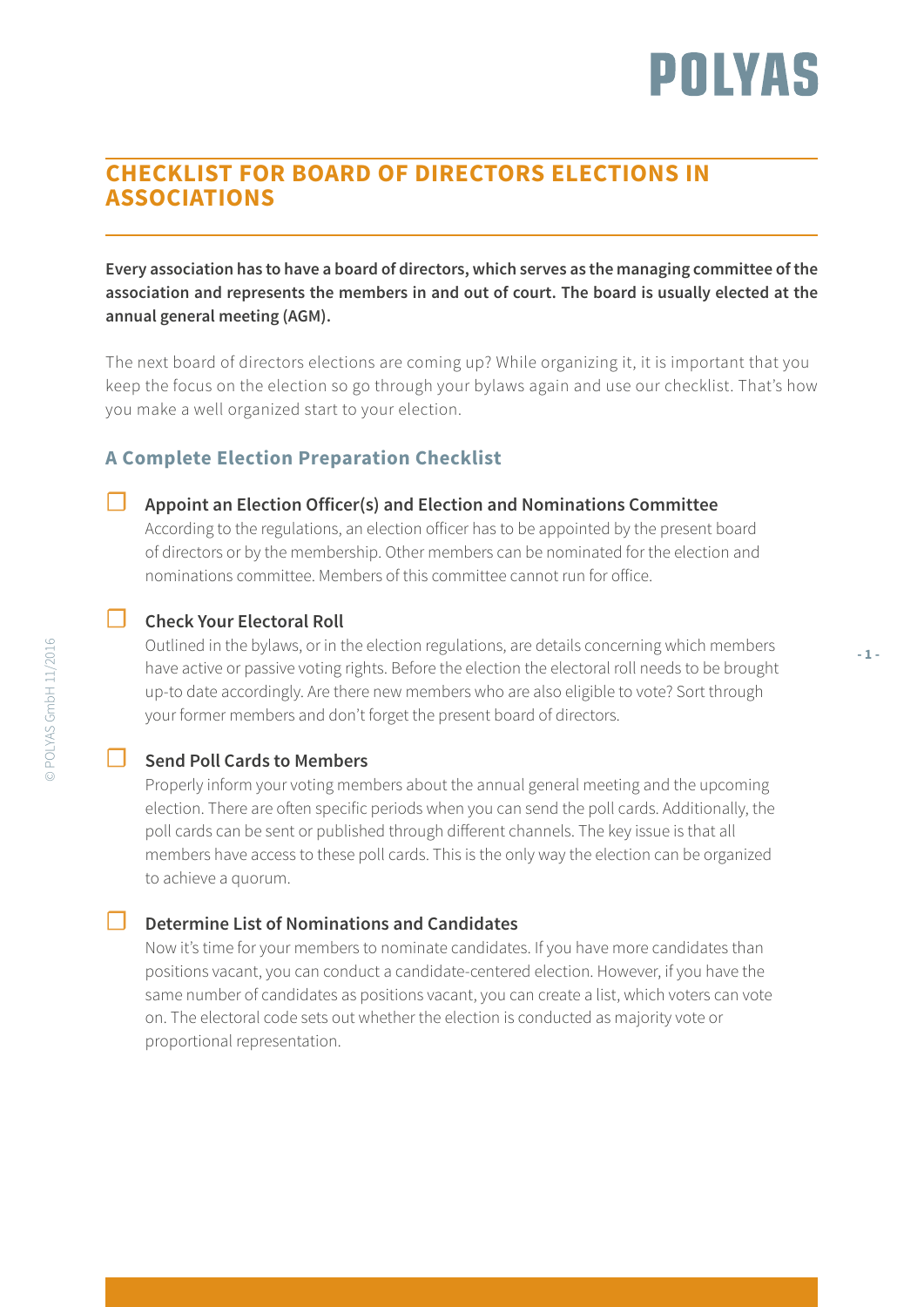# CHECKLIST FOR BOARD OF DIRECTORS ELECTIONS IN ASSOCIATIONS

**Every association has to have a board of directors, which serves as the managing committee of the association and represents the members in and out of court. The board is usually elected at the annual general meeting (AGM).**

The next board of directors elections are coming up? While organizing it, it is important that you keep the focus on the election so go through your bylaws again and use our checklist. That's how you make a well organized start to your election.

## A Complete Election Preparation Checklist

- [ ] **Appoint an Election Officer(s) and Election and Nominations Committee**
  According to the regulations, an election officer has to be appointed by the present board of directors or by the membership. Other members can be nominated for the election and nominations committee. Members of this committee cannot run for office.

- [ ] **Check Your Electoral Roll**
  Outlined in the bylaws, or in the election regulations, are details concerning which members have active or passive voting rights. Before the election the electoral roll needs to be brought up-to date accordingly. Are there new members who are also eligible to vote? Sort through your former members and don't forget the present board of directors.

- [ ] **Send Poll Cards to Members**
  Properly inform your voting members about the annual general meeting and the upcoming election. There are often specific periods when you can send the poll cards. Additionally, the poll cards can be sent or published through different channels. The key issue is that all members have access to these poll cards. This is the only way the election can be organized to achieve a quorum.

- [ ] **Determine List of Nominations and Candidates**
  Now it's time for your members to nominate candidates. If you have more candidates than positions vacant, you can conduct a candidate-centered election. However, if you have the same number of candidates as positions vacant, you can create a list, which voters can vote on. The electoral code sets out whether the election is conducted as majority vote or proportional representation.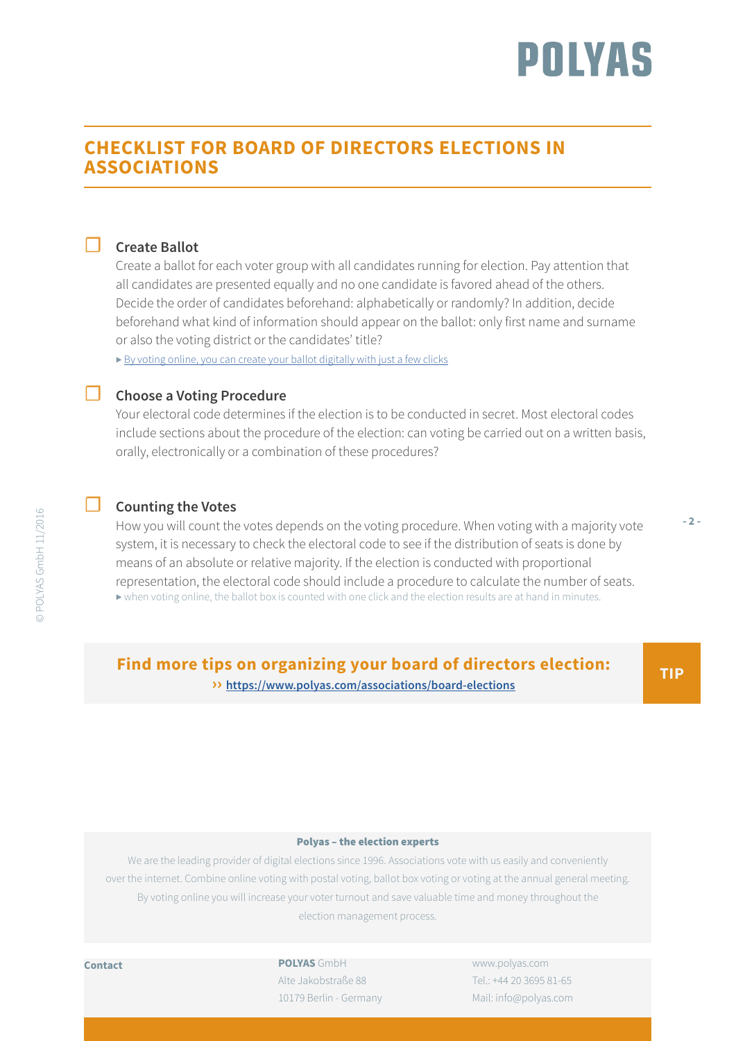## CHECKLIST FOR BOARD OF DIRECTORS ELECTIONS IN ASSOCIATIONS

- [ ] **Create Ballot**

  Create a ballot for each voter group with all candidates running for election. Pay attention that all candidates are presented equally and no one candidate is favored ahead of the others. Decide the order of candidates beforehand: alphabetically or randomly? In addition, decide beforehand what kind of information should appear on the ballot: only first name and surname or also the voting district or the candidates' title?

  ▸ By voting online, you can create your ballot digitally with just a few clicks

- [ ] **Choose a Voting Procedure**

  Your electoral code determines if the election is to be conducted in secret. Most electoral codes include sections about the procedure of the election: can voting be carried out on a written basis, orally, electronically or a combination of these procedures?

- [ ] **Counting the Votes**

  How you will count the votes depends on the voting procedure. When voting with a majority vote system, it is necessary to check the electoral code to see if the distribution of seats is done by means of an absolute or relative majority. If the election is conducted with proportional representation, the electoral code should include a procedure to calculate the number of seats.

  ▸ when voting online, the ballot box is counted with one click and the election results are at hand in minutes.

**TIP**

**Find more tips on organizing your board of directors election:**

›› https://www.polyas.com/associations/board-elections

**Polyas – the election experts**

We are the leading provider of digital elections since 1996. Associations vote with us easily and conveniently over the internet. Combine online voting with postal voting, ballot box voting or voting at the annual general meeting. By voting online you will increase your voter turnout and save valuable time and money throughout the election management process.

**Contact**

**POLYAS** GmbH
Alte Jakobstraße 88
10179 Berlin - Germany

www.polyas.com
Tel.: +44 20 3695 81-65
Mail: info@polyas.com

© POLYAS GmbH 11/2016